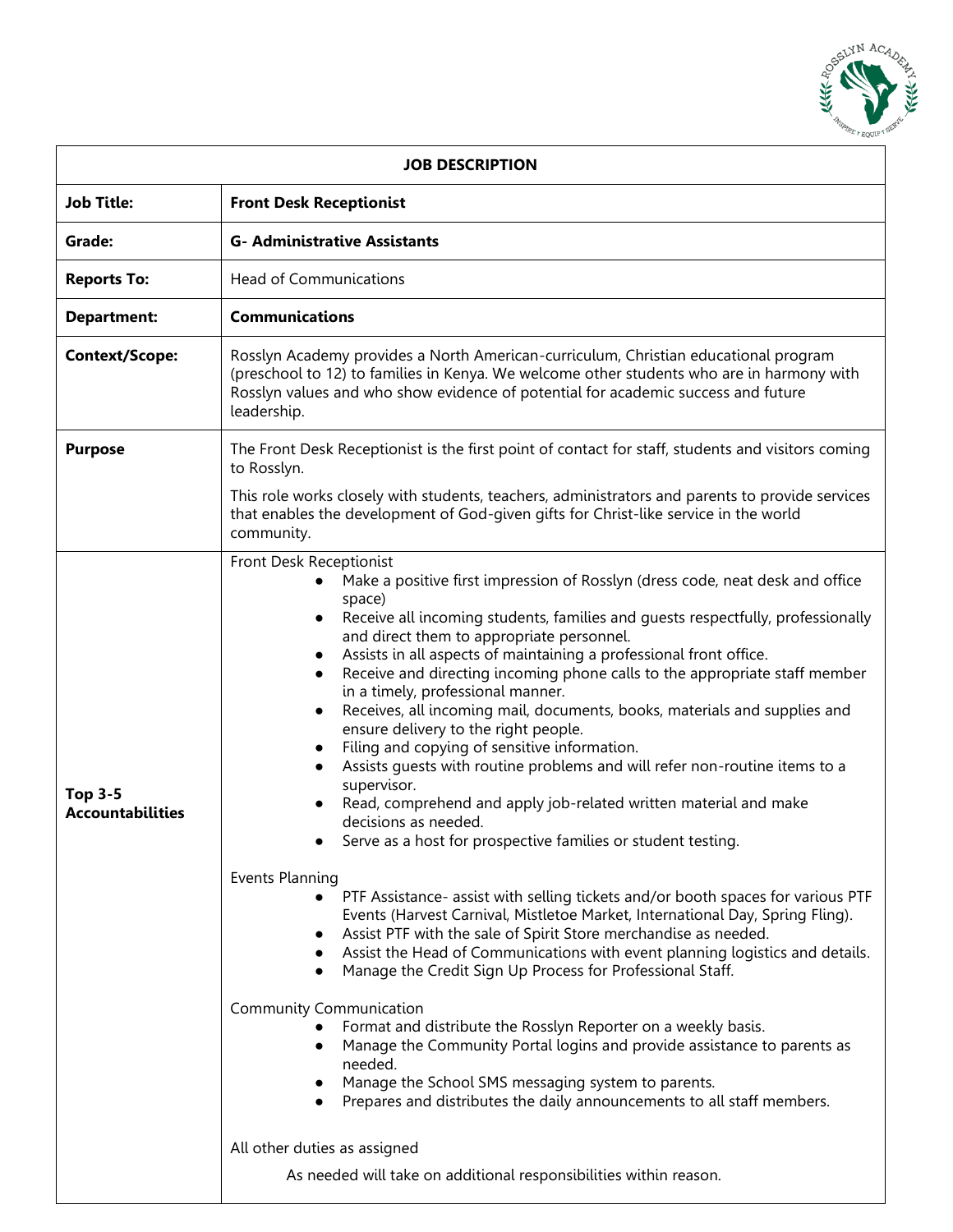| JOB DESCRIPTION | |
|---|---|
| **Job Title:** | **Front Desk Receptionist** |
| **Grade:** | **G- Administrative Assistants** |
| **Reports To:** | Head of Communications |
| **Department:** | **Communications** |
| **Context/Scope:** | Rosslyn Academy provides a North American-curriculum, Christian educational program (preschool to 12) to families in Kenya. We welcome other students who are in harmony with Rosslyn values and who show evidence of potential for academic success and future leadership. |
| **Purpose** | The Front Desk Receptionist is the first point of contact for staff, students and visitors coming to Rosslyn.<br><br>This role works closely with students, teachers, administrators and parents to provide services that enables the development of God-given gifts for Christ-like service in the world community. |
| **Top 3-5 Accountabilities** | Front Desk Receptionist<br>● Make a positive first impression of Rosslyn (dress code, neat desk and office space)<br>● Receive all incoming students, families and guests respectfully, professionally and direct them to appropriate personnel.<br>● Assists in all aspects of maintaining a professional front office.<br>● Receive and directing incoming phone calls to the appropriate staff member in a timely, professional manner.<br>● Receives, all incoming mail, documents, books, materials and supplies and ensure delivery to the right people.<br>● Filing and copying of sensitive information.<br>● Assists guests with routine problems and will refer non-routine items to a supervisor.<br>● Read, comprehend and apply job-related written material and make decisions as needed.<br>● Serve as a host for prospective families or student testing.<br><br>Events Planning<br>● PTF Assistance- assist with selling tickets and/or booth spaces for various PTF Events (Harvest Carnival, Mistletoe Market, International Day, Spring Fling).<br>● Assist PTF with the sale of Spirit Store merchandise as needed.<br>● Assist the Head of Communications with event planning logistics and details.<br>● Manage the Credit Sign Up Process for Professional Staff.<br><br>Community Communication<br>● Format and distribute the Rosslyn Reporter on a weekly basis.<br>● Manage the Community Portal logins and provide assistance to parents as needed.<br>● Manage the School SMS messaging system to parents.<br>● Prepares and distributes the daily announcements to all staff members.<br><br>All other duties as assigned<br>As needed will take on additional responsibilities within reason. |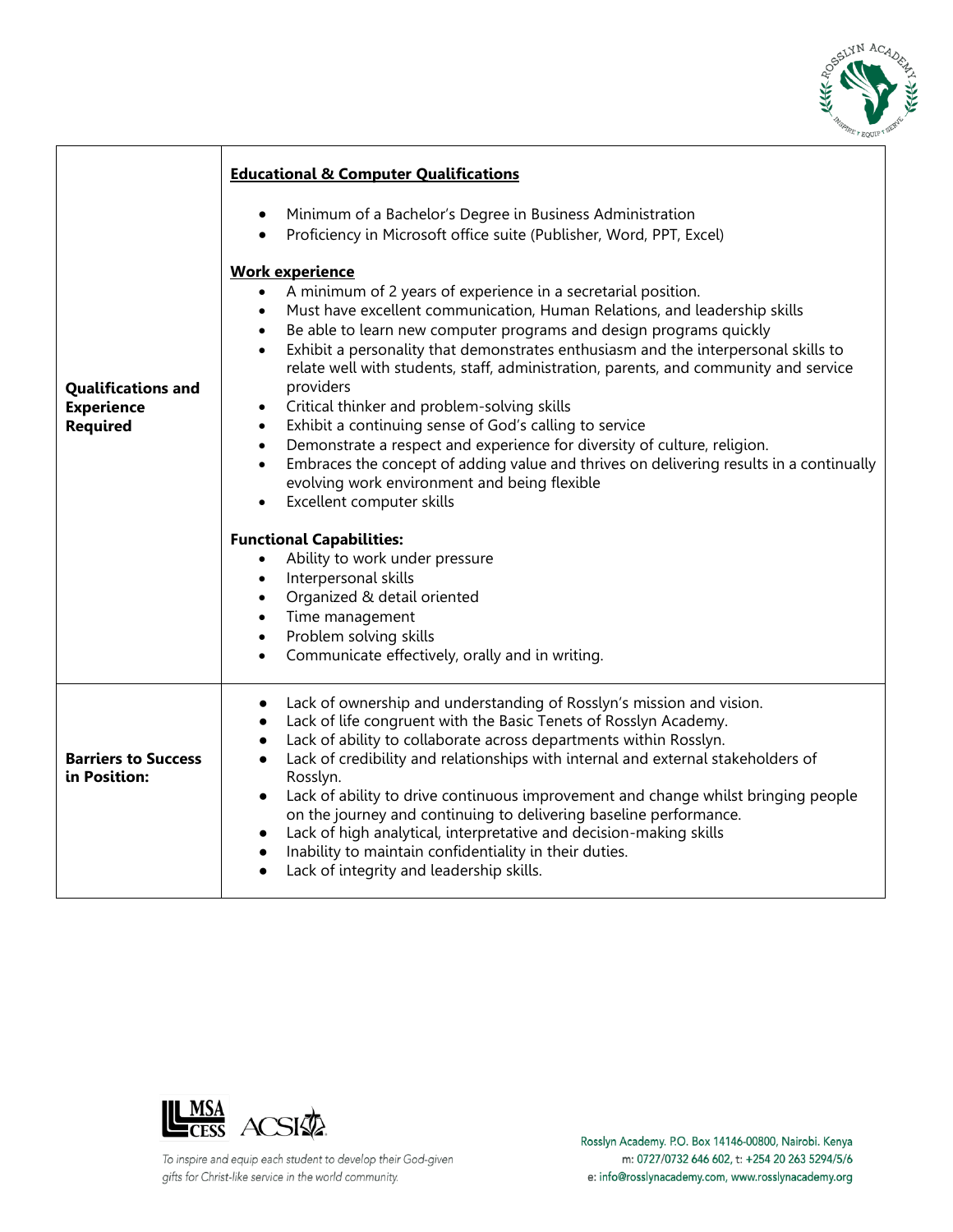| | |
|---|---|
| **Qualifications and Experience Required** | **<u>Educational & Computer Qualifications</u>**<br><br>• Minimum of a Bachelor's Degree in Business Administration<br>• Proficiency in Microsoft office suite (Publisher, Word, PPT, Excel)<br><br>**<u>Work experience</u>**<br>• A minimum of 2 years of experience in a secretarial position.<br>• Must have excellent communication, Human Relations, and leadership skills<br>• Be able to learn new computer programs and design programs quickly<br>• Exhibit a personality that demonstrates enthusiasm and the interpersonal skills to relate well with students, staff, administration, parents, and community and service providers<br>• Critical thinker and problem-solving skills<br>• Exhibit a continuing sense of God's calling to service<br>• Demonstrate a respect and experience for diversity of culture, religion.<br>• Embraces the concept of adding value and thrives on delivering results in a continually evolving work environment and being flexible<br>• Excellent computer skills<br><br>**Functional Capabilities:**<br>• Ability to work under pressure<br>• Interpersonal skills<br>• Organized & detail oriented<br>• Time management<br>• Problem solving skills<br>• Communicate effectively, orally and in writing. |
| **Barriers to Success in Position:** | • Lack of ownership and understanding of Rosslyn's mission and vision.<br>• Lack of life congruent with the Basic Tenets of Rosslyn Academy.<br>• Lack of ability to collaborate across departments within Rosslyn.<br>• Lack of credibility and relationships with internal and external stakeholders of Rosslyn.<br>• Lack of ability to drive continuous improvement and change whilst bringing people on the journey and continuing to delivering baseline performance.<br>• Lack of high analytical, interpretative and decision-making skills<br>• Inability to maintain confidentiality in their duties.<br>• Lack of integrity and leadership skills. |